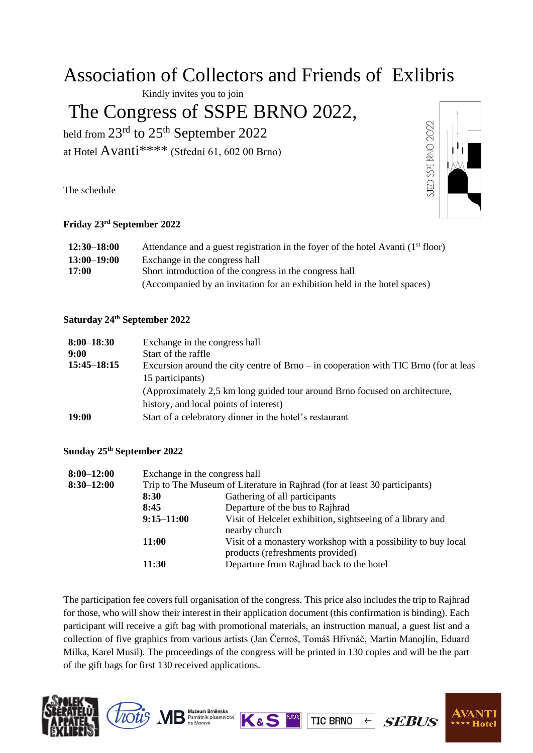# Association of Collectors and Friends of Exlibris

Kindly invites you to join

# The Congress of SSPE BRNO 2022,

held from 23rd to 25th September 2022

at Hotel Avanti**** (Střední 61, 602 00 Brno)

SJEZD SSPE BRNO 2022

The schedule

### Friday 23rd September 2022

| | |
|---|---|
| **12:30–18:00** | Attendance and a guest registration in the foyer of the hotel Avanti (1st floor) |
| **13:00–19:00** | Exchange in the congress hall |
| **17:00** | Short introduction of the congress in the congress hall (Accompanied by an invitation for an exhibition held in the hotel spaces) |

### Saturday 24th September 2022

| | |
|---|---|
| **8:00–18:30** | Exchange in the congress hall |
| **9:00** | Start of the raffle |
| **15:45–18:15** | Excursion around the city centre of Brno – in cooperation with TIC Brno (for at leas 15 participants) (Approximately 2,5 km long guided tour around Brno focused on architecture, history, and local points of interest) |
| **19:00** | Start of a celebratory dinner in the hotel's restaurant |

### Sunday 25th September 2022

| | | |
|---|---|---|
| **8:00–12:00** | Exchange in the congress hall | |
| **8:30–12:00** | Trip to The Museum of Literature in Rajhrad (for at least 30 participants) | |
| | **8:30** | Gathering of all participants |
| | **8:45** | Departure of the bus to Rajhrad |
| | **9:15–11:00** | Visit of Helcelet exhibition, sightseeing of a library and nearby church |
| | **11:00** | Visit of a monastery workshop with a possibility to buy local products (refreshments provided) |
| | **11:30** | Departure from Rajhrad back to the hotel |

The participation fee covers full organisation of the congress. This price also includes the trip to Rajhrad for those, who will show their interest in their application document (this confirmation is binding). Each participant will receive a gift bag with promotional materials, an instruction manual, a guest list and a collection of five graphics from various artists (Jan Černoš, Tomáš Hřivnáč, Martin Manojlín, Eduard Milka, Karel Musil). The proceedings of the congress will be printed in 130 copies and will be the part of the gift bags for first 130 received applications.

SPOLEK SBĚRATELŮ A PŘÁTEL EXLIBRIS | Protis | MB Muzeum Brněnska Památník písemnictví na Moravě | K&S s.r.o. | TIC BRNO | SEBUS | AVANTI **** Hotel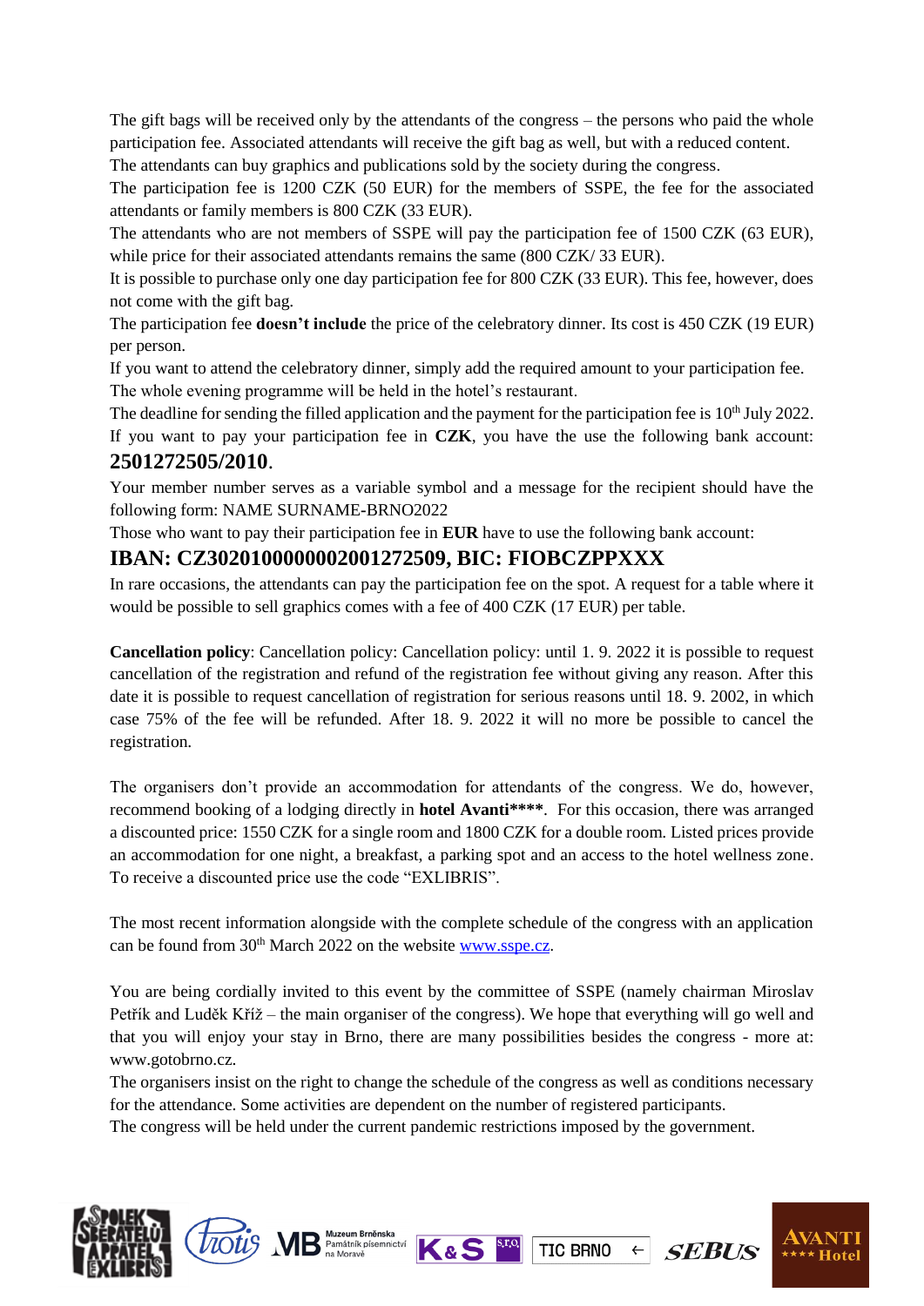The gift bags will be received only by the attendants of the congress – the persons who paid the whole participation fee. Associated attendants will receive the gift bag as well, but with a reduced content.
The attendants can buy graphics and publications sold by the society during the congress.
The participation fee is 1200 CZK (50 EUR) for the members of SSPE, the fee for the associated attendants or family members is 800 CZK (33 EUR).
The attendants who are not members of SSPE will pay the participation fee of 1500 CZK (63 EUR), while price for their associated attendants remains the same (800 CZK/ 33 EUR).
It is possible to purchase only one day participation fee for 800 CZK (33 EUR). This fee, however, does not come with the gift bag.
The participation fee **doesn't include** the price of the celebratory dinner. Its cost is 450 CZK (19 EUR) per person.
If you want to attend the celebratory dinner, simply add the required amount to your participation fee.
The whole evening programme will be held in the hotel's restaurant.
The deadline for sending the filled application and the payment for the participation fee is 10th July 2022.
If you want to pay your participation fee in **CZK**, you have the use the following bank account: **2501272505/2010**.
Your member number serves as a variable symbol and a message for the recipient should have the following form: NAME SURNAME-BRNO2022
Those who want to pay their participation fee in **EUR** have to use the following bank account:
**IBAN: CZ3020100000002001272509, BIC: FIOBCZPPXXX**
In rare occasions, the attendants can pay the participation fee on the spot. A request for a table where it would be possible to sell graphics comes with a fee of 400 CZK (17 EUR) per table.

**Cancellation policy**: Cancellation policy: Cancellation policy: until 1. 9. 2022 it is possible to request cancellation of the registration and refund of the registration fee without giving any reason. After this date it is possible to request cancellation of registration for serious reasons until 18. 9. 2002, in which case 75% of the fee will be refunded. After 18. 9. 2022 it will no more be possible to cancel the registration.

The organisers don't provide an accommodation for attendants of the congress. We do, however, recommend booking of a lodging directly in **hotel Avanti\*\*\*\***. For this occasion, there was arranged a discounted price: 1550 CZK for a single room and 1800 CZK for a double room. Listed prices provide an accommodation for one night, a breakfast, a parking spot and an access to the hotel wellness zone. To receive a discounted price use the code "EXLIBRIS".

The most recent information alongside with the complete schedule of the congress with an application can be found from 30th March 2022 on the website [www.sspe.cz](http://www.sspe.cz).

You are being cordially invited to this event by the committee of SSPE (namely chairman Miroslav Petřík and Luděk Kříž – the main organiser of the congress). We hope that everything will go well and that you will enjoy your stay in Brno, there are many possibilities besides the congress - more at: www.gotobrno.cz.
The organisers insist on the right to change the schedule of the congress as well as conditions necessary for the attendance. Some activities are dependent on the number of registered participants.
The congress will be held under the current pandemic restrictions imposed by the government.

SPOLEK SBĚRATELŮ A PŘÁTEL EXLIBRIS · Trotis · MB Muzeum Brněnska Památník písemnictví na Moravě · K&S s.r.o. · TIC BRNO · SEBUS · AVANTI \*\*\*\* Hotel